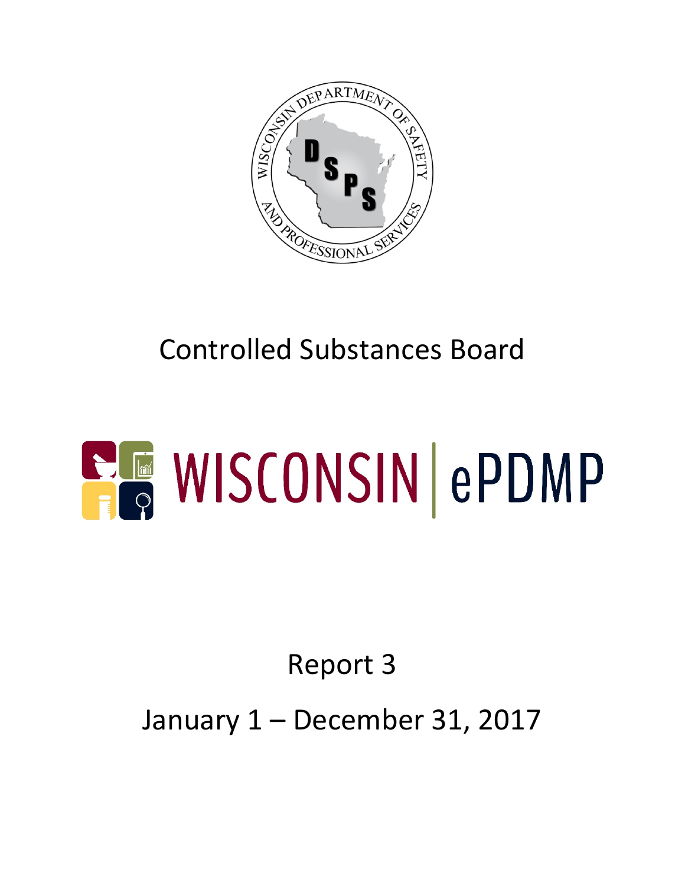WISCONSIN DEPARTMENT OF SAFETY AND PROFESSIONAL SERVICES

DSPS

# Controlled Substances Board

# WISCONSIN | ePDMP

## Report 3

## January 1 – December 31, 2017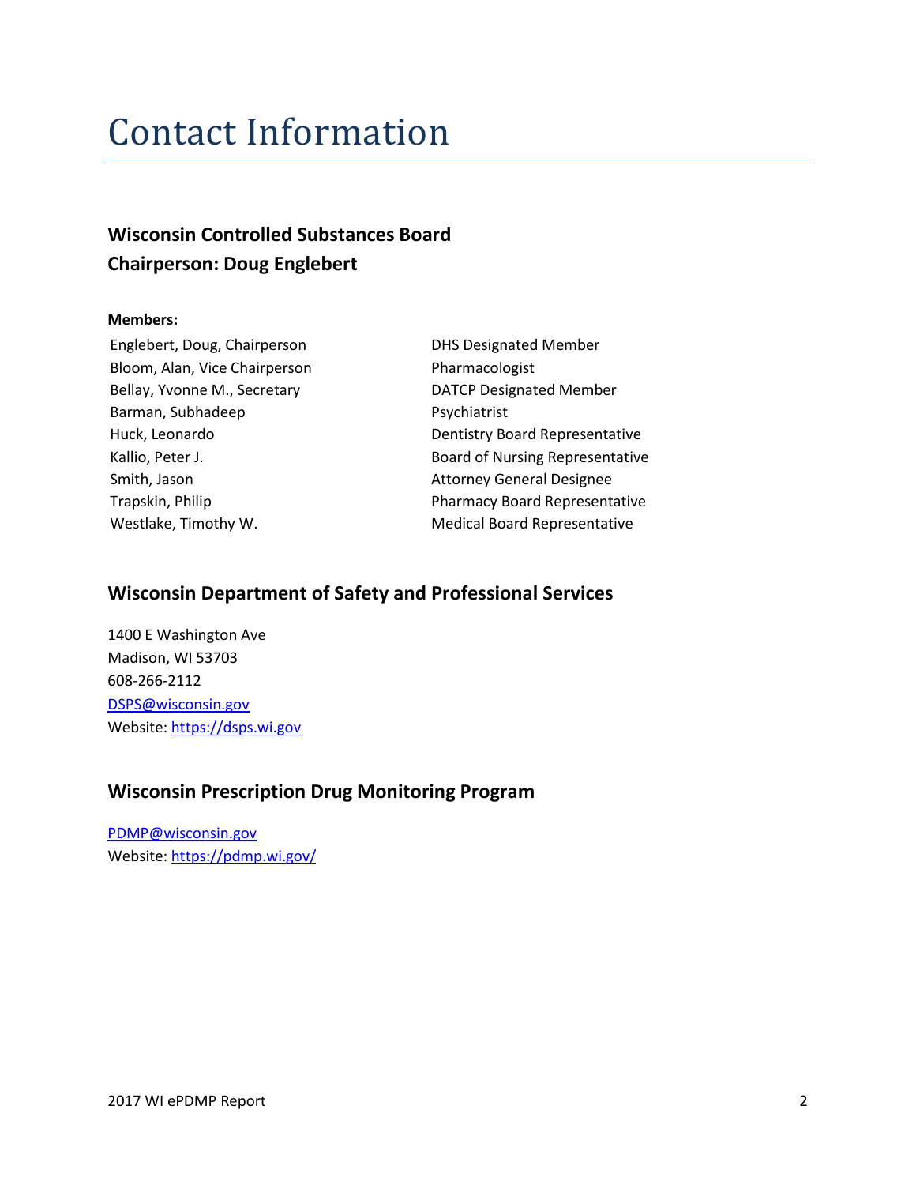# Contact Information

### Wisconsin Controlled Substances Board
### Chairperson: Doug Englebert

**Members:**

| | |
|---|---|
| Englebert, Doug, Chairperson | DHS Designated Member |
| Bloom, Alan, Vice Chairperson | Pharmacologist |
| Bellay, Yvonne M., Secretary | DATCP Designated Member |
| Barman, Subhadeep | Psychiatrist |
| Huck, Leonardo | Dentistry Board Representative |
| Kallio, Peter J. | Board of Nursing Representative |
| Smith, Jason | Attorney General Designee |
| Trapskin, Philip | Pharmacy Board Representative |
| Westlake, Timothy W. | Medical Board Representative |

### Wisconsin Department of Safety and Professional Services

1400 E Washington Ave
Madison, WI 53703
608-266-2112
DSPS@wisconsin.gov
Website: https://dsps.wi.gov

### Wisconsin Prescription Drug Monitoring Program

PDMP@wisconsin.gov
Website: https://pdmp.wi.gov/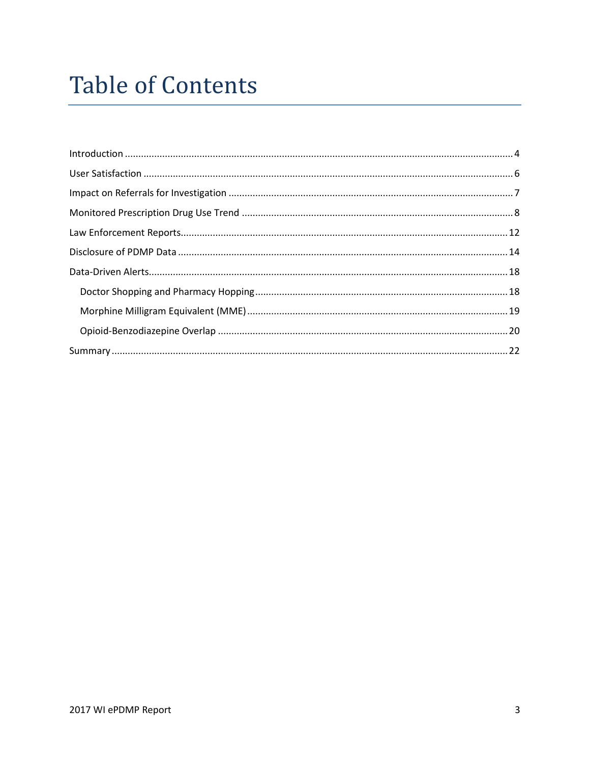# Table of Contents

Introduction ............................................................ 4
User Satisfaction ...................................................... 6
Impact on Referrals for Investigation ................................. 7
Monitored Prescription Drug Use Trend ................................. 8
Law Enforcement Reports ............................................... 12
Disclosure of PDMP Data ............................................... 14
Data-Driven Alerts ..................................................... 18
- Doctor Shopping and Pharmacy Hopping ............................ 18
- Morphine Milligram Equivalent (MME) .............................. 19
- Opioid-Benzodiazepine Overlap .................................... 20

Summary ................................................................ 22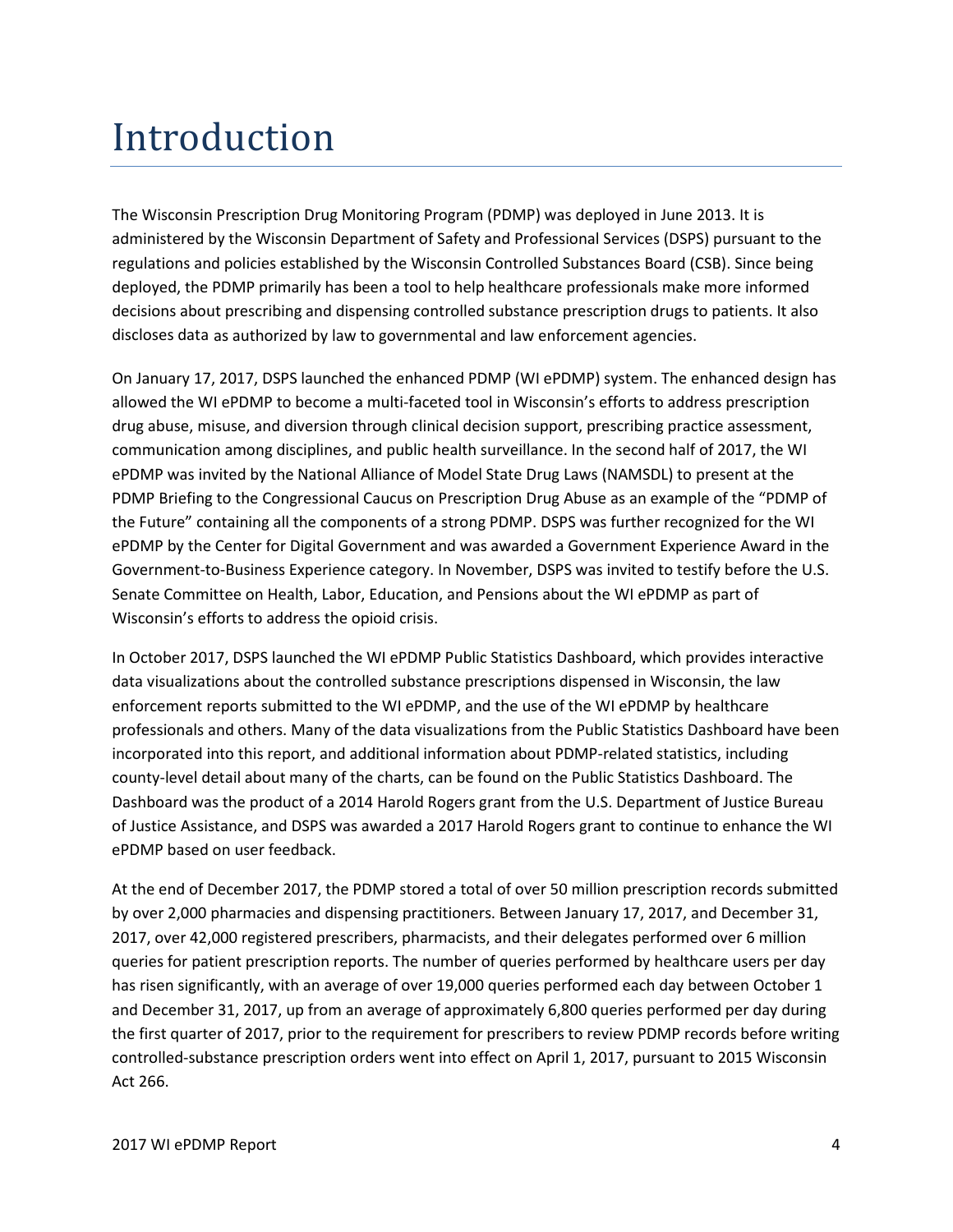# Introduction

The Wisconsin Prescription Drug Monitoring Program (PDMP) was deployed in June 2013. It is administered by the Wisconsin Department of Safety and Professional Services (DSPS) pursuant to the regulations and policies established by the Wisconsin Controlled Substances Board (CSB). Since being deployed, the PDMP primarily has been a tool to help healthcare professionals make more informed decisions about prescribing and dispensing controlled substance prescription drugs to patients. It also discloses data as authorized by law to governmental and law enforcement agencies.

On January 17, 2017, DSPS launched the enhanced PDMP (WI ePDMP) system. The enhanced design has allowed the WI ePDMP to become a multi-faceted tool in Wisconsin's efforts to address prescription drug abuse, misuse, and diversion through clinical decision support, prescribing practice assessment, communication among disciplines, and public health surveillance. In the second half of 2017, the WI ePDMP was invited by the National Alliance of Model State Drug Laws (NAMSDL) to present at the PDMP Briefing to the Congressional Caucus on Prescription Drug Abuse as an example of the "PDMP of the Future" containing all the components of a strong PDMP. DSPS was further recognized for the WI ePDMP by the Center for Digital Government and was awarded a Government Experience Award in the Government-to-Business Experience category. In November, DSPS was invited to testify before the U.S. Senate Committee on Health, Labor, Education, and Pensions about the WI ePDMP as part of Wisconsin's efforts to address the opioid crisis.

In October 2017, DSPS launched the WI ePDMP Public Statistics Dashboard, which provides interactive data visualizations about the controlled substance prescriptions dispensed in Wisconsin, the law enforcement reports submitted to the WI ePDMP, and the use of the WI ePDMP by healthcare professionals and others. Many of the data visualizations from the Public Statistics Dashboard have been incorporated into this report, and additional information about PDMP-related statistics, including county-level detail about many of the charts, can be found on the Public Statistics Dashboard. The Dashboard was the product of a 2014 Harold Rogers grant from the U.S. Department of Justice Bureau of Justice Assistance, and DSPS was awarded a 2017 Harold Rogers grant to continue to enhance the WI ePDMP based on user feedback.

At the end of December 2017, the PDMP stored a total of over 50 million prescription records submitted by over 2,000 pharmacies and dispensing practitioners. Between January 17, 2017, and December 31, 2017, over 42,000 registered prescribers, pharmacists, and their delegates performed over 6 million queries for patient prescription reports. The number of queries performed by healthcare users per day has risen significantly, with an average of over 19,000 queries performed each day between October 1 and December 31, 2017, up from an average of approximately 6,800 queries performed per day during the first quarter of 2017, prior to the requirement for prescribers to review PDMP records before writing controlled-substance prescription orders went into effect on April 1, 2017, pursuant to 2015 Wisconsin Act 266.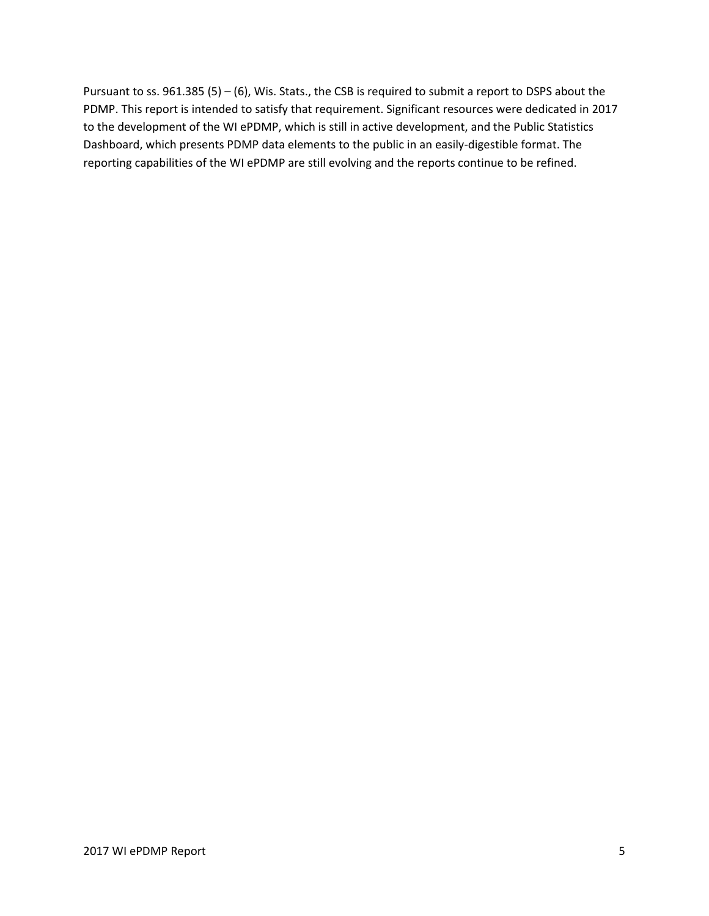Pursuant to ss. 961.385 (5) – (6), Wis. Stats., the CSB is required to submit a report to DSPS about the PDMP. This report is intended to satisfy that requirement. Significant resources were dedicated in 2017 to the development of the WI ePDMP, which is still in active development, and the Public Statistics Dashboard, which presents PDMP data elements to the public in an easily-digestible format. The reporting capabilities of the WI ePDMP are still evolving and the reports continue to be refined.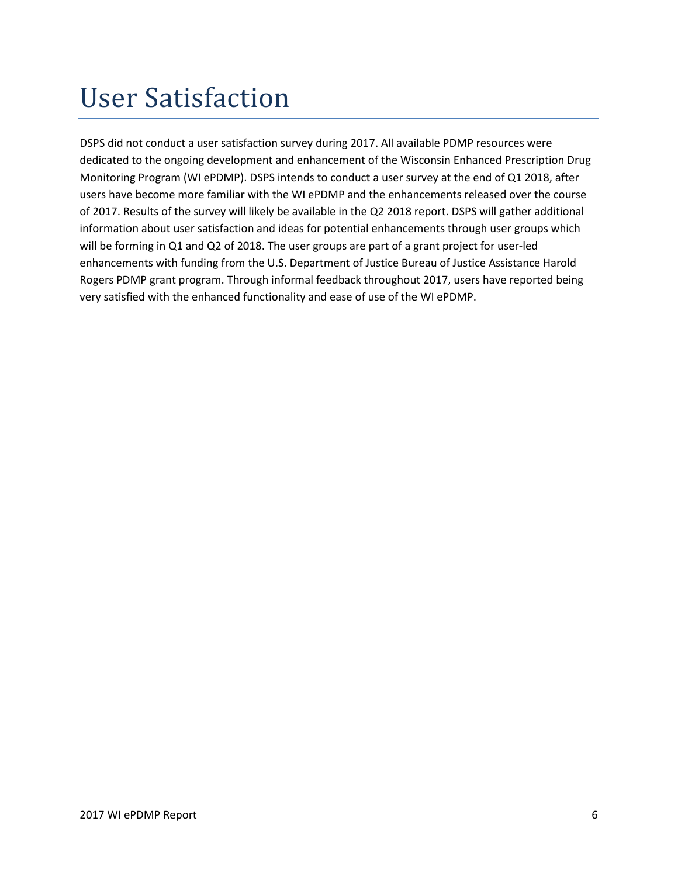# User Satisfaction

DSPS did not conduct a user satisfaction survey during 2017. All available PDMP resources were dedicated to the ongoing development and enhancement of the Wisconsin Enhanced Prescription Drug Monitoring Program (WI ePDMP). DSPS intends to conduct a user survey at the end of Q1 2018, after users have become more familiar with the WI ePDMP and the enhancements released over the course of 2017. Results of the survey will likely be available in the Q2 2018 report. DSPS will gather additional information about user satisfaction and ideas for potential enhancements through user groups which will be forming in Q1 and Q2 of 2018. The user groups are part of a grant project for user-led enhancements with funding from the U.S. Department of Justice Bureau of Justice Assistance Harold Rogers PDMP grant program. Through informal feedback throughout 2017, users have reported being very satisfied with the enhanced functionality and ease of use of the WI ePDMP.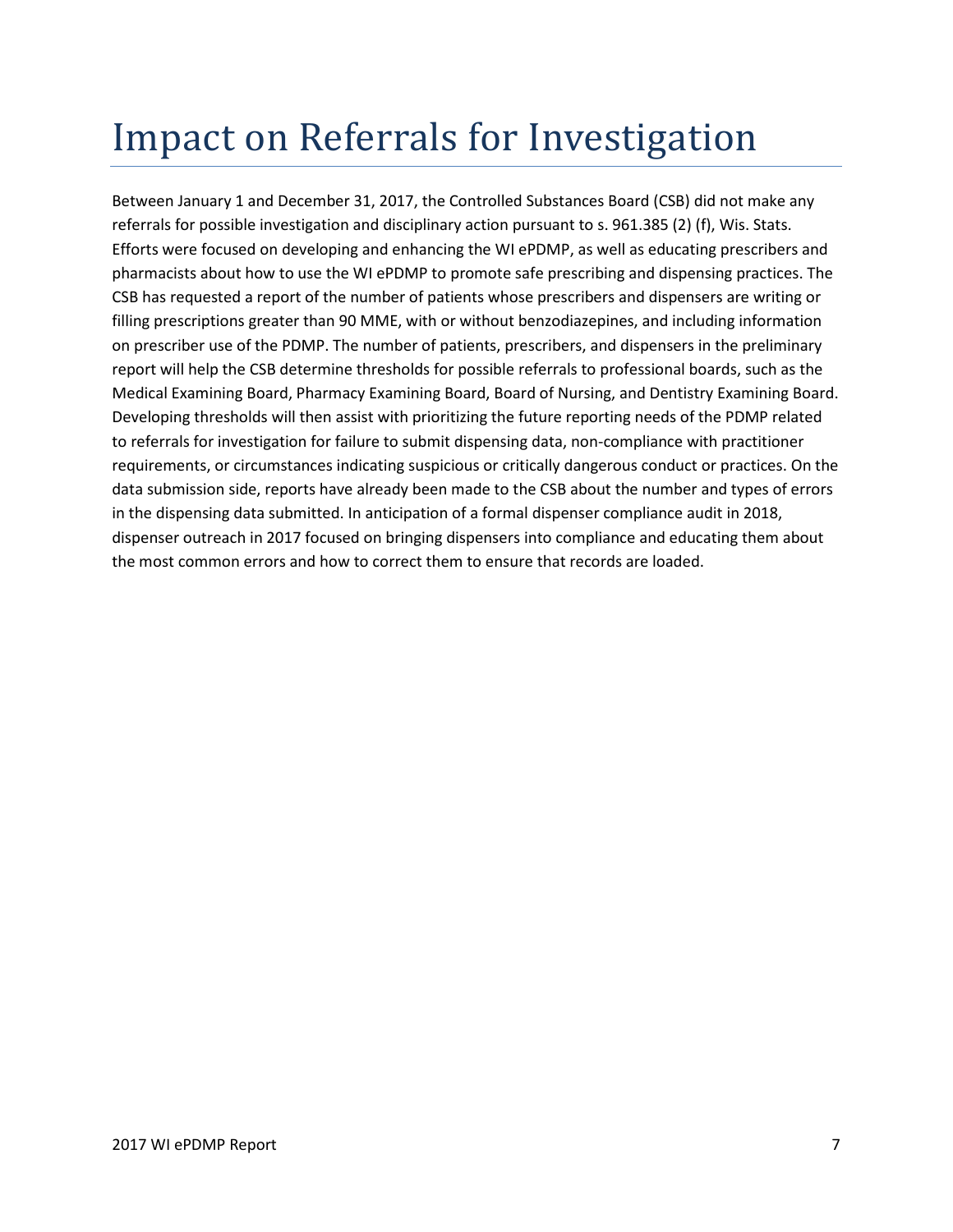# Impact on Referrals for Investigation

Between January 1 and December 31, 2017, the Controlled Substances Board (CSB) did not make any referrals for possible investigation and disciplinary action pursuant to s. 961.385 (2) (f), Wis. Stats. Efforts were focused on developing and enhancing the WI ePDMP, as well as educating prescribers and pharmacists about how to use the WI ePDMP to promote safe prescribing and dispensing practices. The CSB has requested a report of the number of patients whose prescribers and dispensers are writing or filling prescriptions greater than 90 MME, with or without benzodiazepines, and including information on prescriber use of the PDMP. The number of patients, prescribers, and dispensers in the preliminary report will help the CSB determine thresholds for possible referrals to professional boards, such as the Medical Examining Board, Pharmacy Examining Board, Board of Nursing, and Dentistry Examining Board. Developing thresholds will then assist with prioritizing the future reporting needs of the PDMP related to referrals for investigation for failure to submit dispensing data, non-compliance with practitioner requirements, or circumstances indicating suspicious or critically dangerous conduct or practices. On the data submission side, reports have already been made to the CSB about the number and types of errors in the dispensing data submitted. In anticipation of a formal dispenser compliance audit in 2018, dispenser outreach in 2017 focused on bringing dispensers into compliance and educating them about the most common errors and how to correct them to ensure that records are loaded.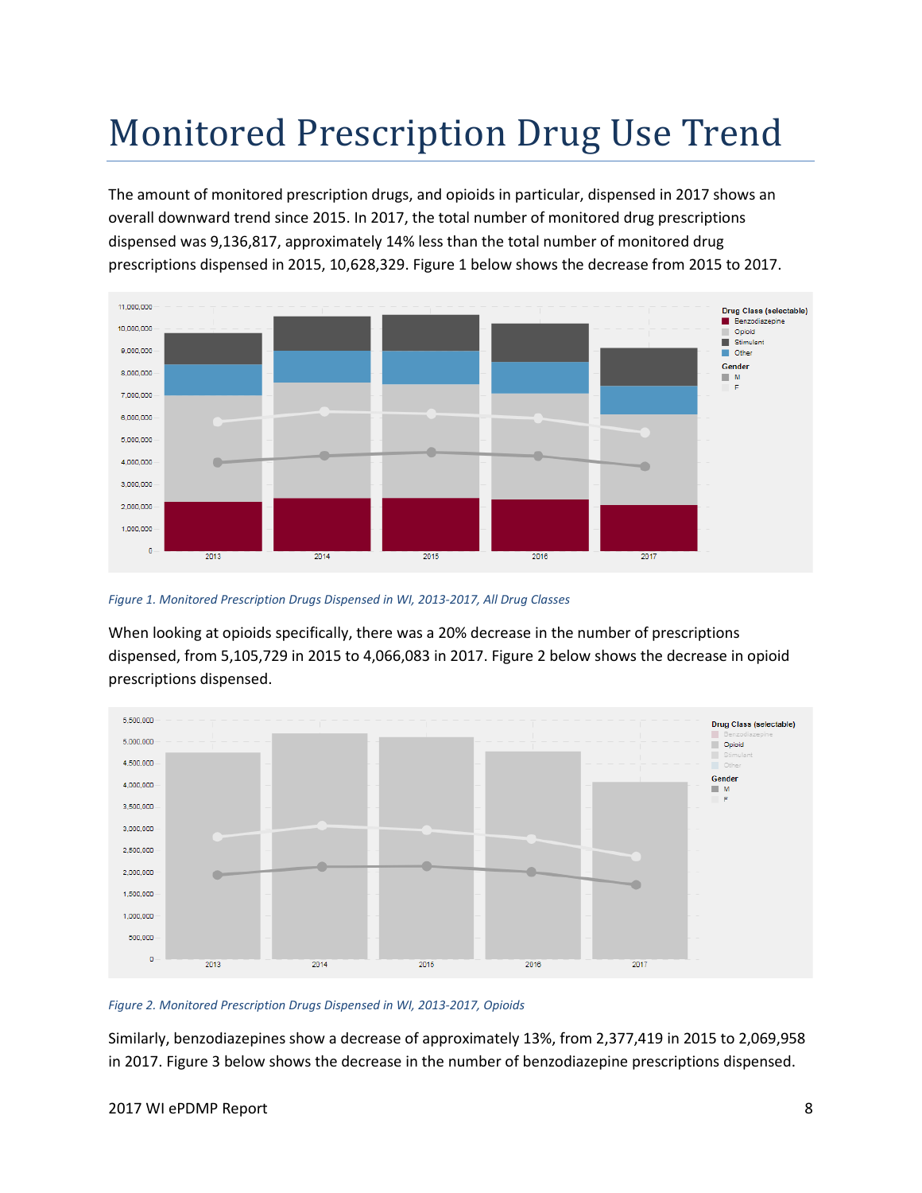# Monitored Prescription Drug Use Trend

The amount of monitored prescription drugs, and opioids in particular, dispensed in 2017 shows an overall downward trend since 2015. In 2017, the total number of monitored drug prescriptions dispensed was 9,136,817, approximately 14% less than the total number of monitored drug prescriptions dispensed in 2015, 10,628,329. Figure 1 below shows the decrease from 2015 to 2017.

*Figure 1. Monitored Prescription Drugs Dispensed in WI, 2013-2017, All Drug Classes*

When looking at opioids specifically, there was a 20% decrease in the number of prescriptions dispensed, from 5,105,729 in 2015 to 4,066,083 in 2017. Figure 2 below shows the decrease in opioid prescriptions dispensed.

*Figure 2. Monitored Prescription Drugs Dispensed in WI, 2013-2017, Opioids*

Similarly, benzodiazepines show a decrease of approximately 13%, from 2,377,419 in 2015 to 2,069,958 in 2017. Figure 3 below shows the decrease in the number of benzodiazepine prescriptions dispensed.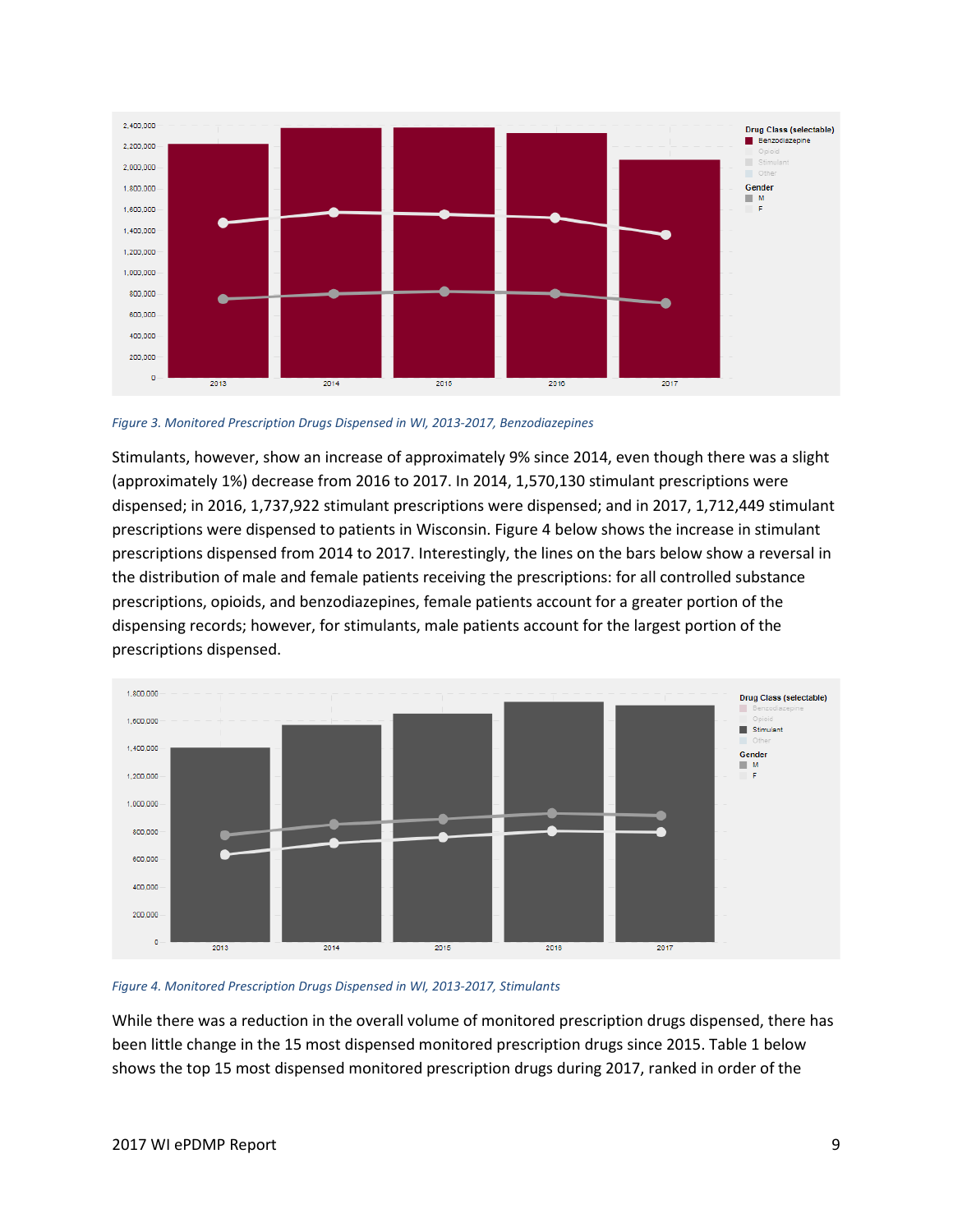*Figure 3. Monitored Prescription Drugs Dispensed in WI, 2013-2017, Benzodiazepines*

Stimulants, however, show an increase of approximately 9% since 2014, even though there was a slight (approximately 1%) decrease from 2016 to 2017. In 2014, 1,570,130 stimulant prescriptions were dispensed; in 2016, 1,737,922 stimulant prescriptions were dispensed; and in 2017, 1,712,449 stimulant prescriptions were dispensed to patients in Wisconsin. Figure 4 below shows the increase in stimulant prescriptions dispensed from 2014 to 2017. Interestingly, the lines on the bars below show a reversal in the distribution of male and female patients receiving the prescriptions: for all controlled substance prescriptions, opioids, and benzodiazepines, female patients account for a greater portion of the dispensing records; however, for stimulants, male patients account for the largest portion of the prescriptions dispensed.

*Figure 4. Monitored Prescription Drugs Dispensed in WI, 2013-2017, Stimulants*

While there was a reduction in the overall volume of monitored prescription drugs dispensed, there has been little change in the 15 most dispensed monitored prescription drugs since 2015. Table 1 below shows the top 15 most dispensed monitored prescription drugs during 2017, ranked in order of the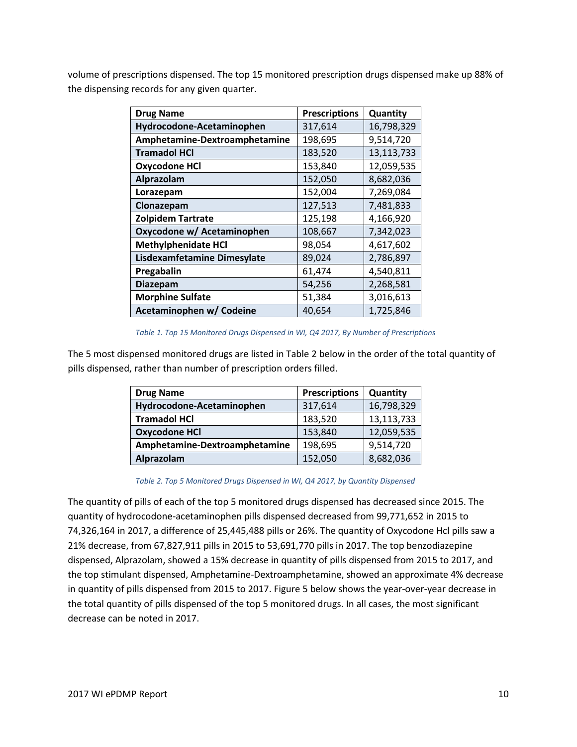volume of prescriptions dispensed. The top 15 monitored prescription drugs dispensed make up 88% of the dispensing records for any given quarter.

| Drug Name | Prescriptions | Quantity |
|---|---|---|
| **Hydrocodone-Acetaminophen** | 317,614 | 16,798,329 |
| **Amphetamine-Dextroamphetamine** | 198,695 | 9,514,720 |
| **Tramadol HCl** | 183,520 | 13,113,733 |
| **Oxycodone HCl** | 153,840 | 12,059,535 |
| **Alprazolam** | 152,050 | 8,682,036 |
| **Lorazepam** | 152,004 | 7,269,084 |
| **Clonazepam** | 127,513 | 7,481,833 |
| **Zolpidem Tartrate** | 125,198 | 4,166,920 |
| **Oxycodone w/ Acetaminophen** | 108,667 | 7,342,023 |
| **Methylphenidate HCl** | 98,054 | 4,617,602 |
| **Lisdexamfetamine Dimesylate** | 89,024 | 2,786,897 |
| **Pregabalin** | 61,474 | 4,540,811 |
| **Diazepam** | 54,256 | 2,268,581 |
| **Morphine Sulfate** | 51,384 | 3,016,613 |
| **Acetaminophen w/ Codeine** | 40,654 | 1,725,846 |

*Table 1. Top 15 Monitored Drugs Dispensed in WI, Q4 2017, By Number of Prescriptions*

The 5 most dispensed monitored drugs are listed in Table 2 below in the order of the total quantity of pills dispensed, rather than number of prescription orders filled.

| Drug Name | Prescriptions | Quantity |
|---|---|---|
| **Hydrocodone-Acetaminophen** | 317,614 | 16,798,329 |
| **Tramadol HCl** | 183,520 | 13,113,733 |
| **Oxycodone HCl** | 153,840 | 12,059,535 |
| **Amphetamine-Dextroamphetamine** | 198,695 | 9,514,720 |
| **Alprazolam** | 152,050 | 8,682,036 |

*Table 2. Top 5 Monitored Drugs Dispensed in WI, Q4 2017, by Quantity Dispensed*

The quantity of pills of each of the top 5 monitored drugs dispensed has decreased since 2015. The quantity of hydrocodone-acetaminophen pills dispensed decreased from 99,771,652 in 2015 to 74,326,164 in 2017, a difference of 25,445,488 pills or 26%. The quantity of Oxycodone Hcl pills saw a 21% decrease, from 67,827,911 pills in 2015 to 53,691,770 pills in 2017. The top benzodiazepine dispensed, Alprazolam, showed a 15% decrease in quantity of pills dispensed from 2015 to 2017, and the top stimulant dispensed, Amphetamine-Dextroamphetamine, showed an approximate 4% decrease in quantity of pills dispensed from 2015 to 2017. Figure 5 below shows the year-over-year decrease in the total quantity of pills dispensed of the top 5 monitored drugs. In all cases, the most significant decrease can be noted in 2017.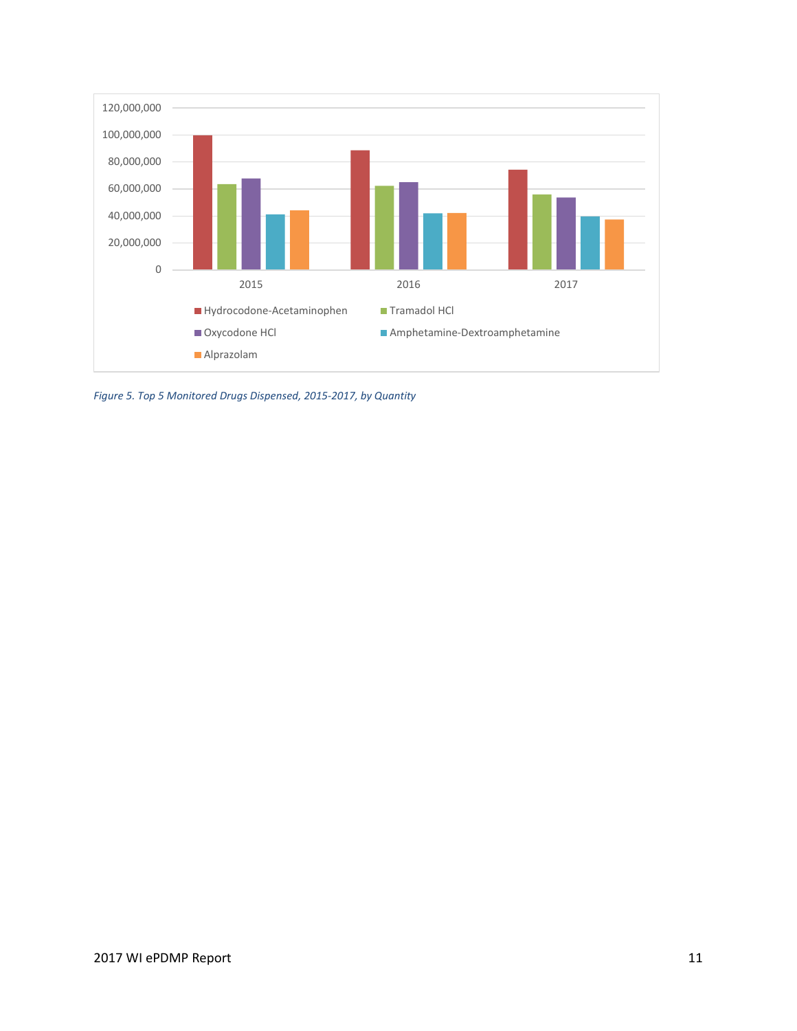*Figure 5. Top 5 Monitored Drugs Dispensed, 2015-2017, by Quantity*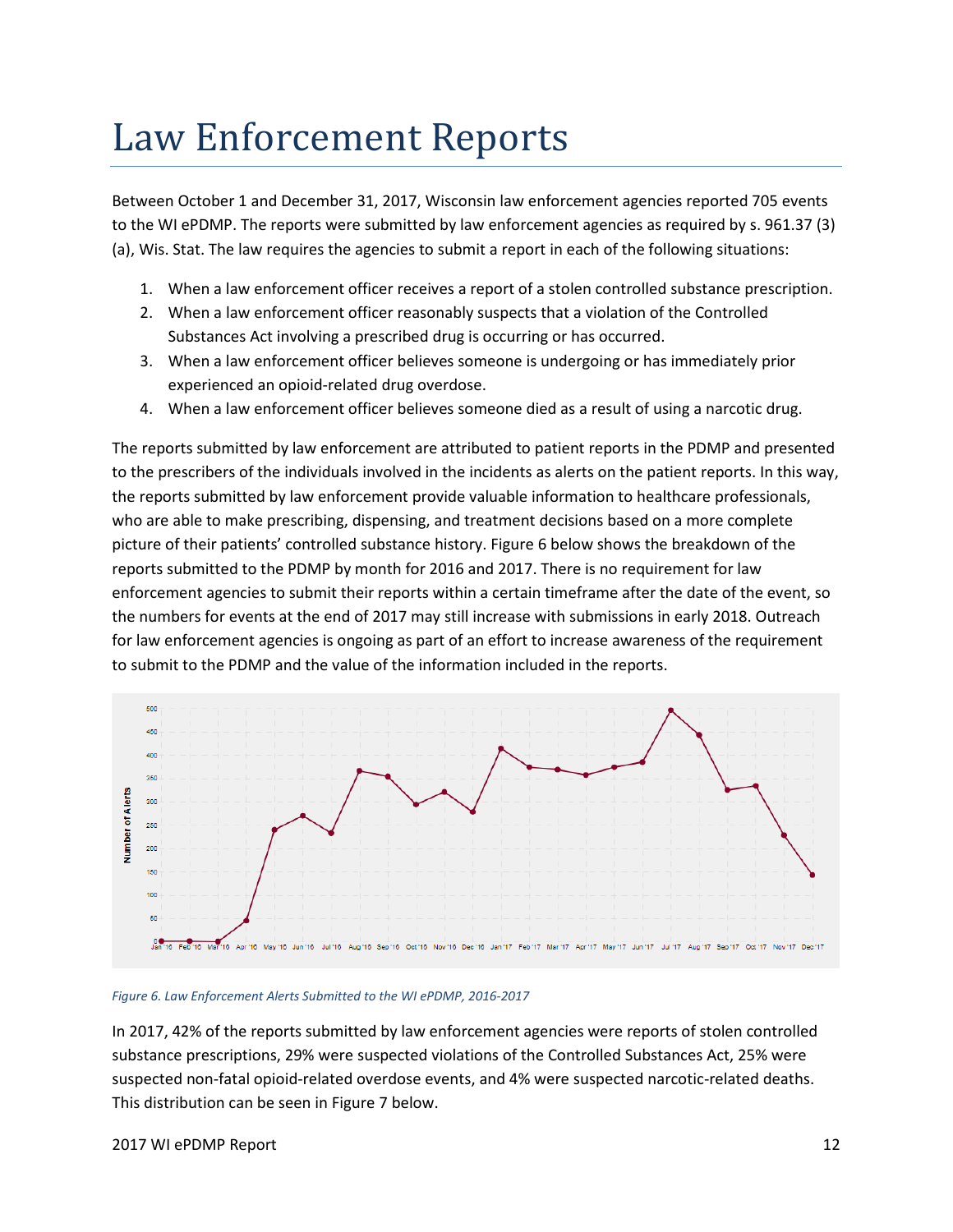# Law Enforcement Reports

Between October 1 and December 31, 2017, Wisconsin law enforcement agencies reported 705 events to the WI ePDMP. The reports were submitted by law enforcement agencies as required by s. 961.37 (3) (a), Wis. Stat. The law requires the agencies to submit a report in each of the following situations:

1. When a law enforcement officer receives a report of a stolen controlled substance prescription.
2. When a law enforcement officer reasonably suspects that a violation of the Controlled Substances Act involving a prescribed drug is occurring or has occurred.
3. When a law enforcement officer believes someone is undergoing or has immediately prior experienced an opioid-related drug overdose.
4. When a law enforcement officer believes someone died as a result of using a narcotic drug.

The reports submitted by law enforcement are attributed to patient reports in the PDMP and presented to the prescribers of the individuals involved in the incidents as alerts on the patient reports. In this way, the reports submitted by law enforcement provide valuable information to healthcare professionals, who are able to make prescribing, dispensing, and treatment decisions based on a more complete picture of their patients' controlled substance history. Figure 6 below shows the breakdown of the reports submitted to the PDMP by month for 2016 and 2017. There is no requirement for law enforcement agencies to submit their reports within a certain timeframe after the date of the event, so the numbers for events at the end of 2017 may still increase with submissions in early 2018. Outreach for law enforcement agencies is ongoing as part of an effort to increase awareness of the requirement to submit to the PDMP and the value of the information included in the reports.

*Figure 6. Law Enforcement Alerts Submitted to the WI ePDMP, 2016-2017*

In 2017, 42% of the reports submitted by law enforcement agencies were reports of stolen controlled substance prescriptions, 29% were suspected violations of the Controlled Substances Act, 25% were suspected non-fatal opioid-related overdose events, and 4% were suspected narcotic-related deaths. This distribution can be seen in Figure 7 below.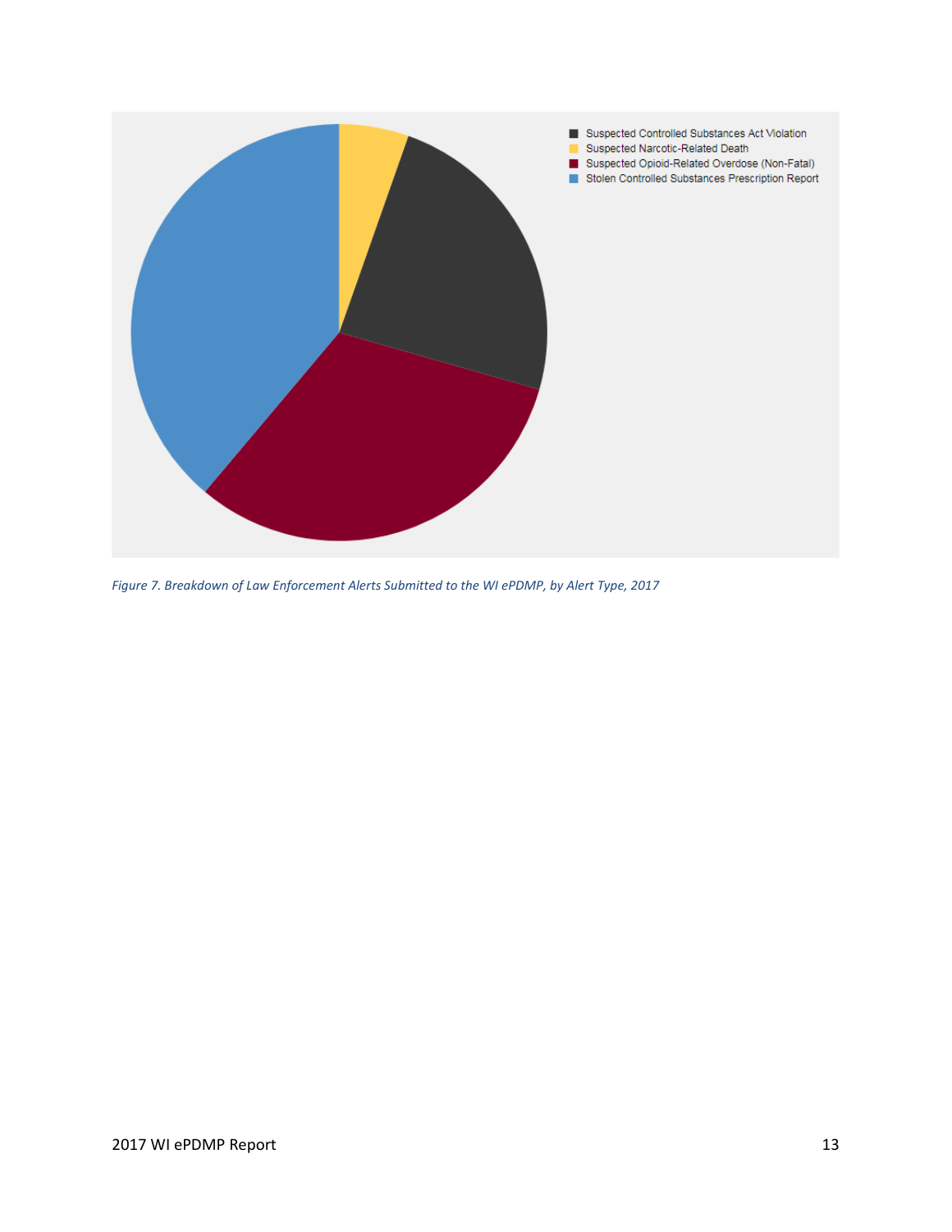Suspected Controlled Substances Act Violation
Suspected Narcotic-Related Death
Suspected Opioid-Related Overdose (Non-Fatal)
Stolen Controlled Substances Prescription Report

*Figure 7. Breakdown of Law Enforcement Alerts Submitted to the WI ePDMP, by Alert Type, 2017*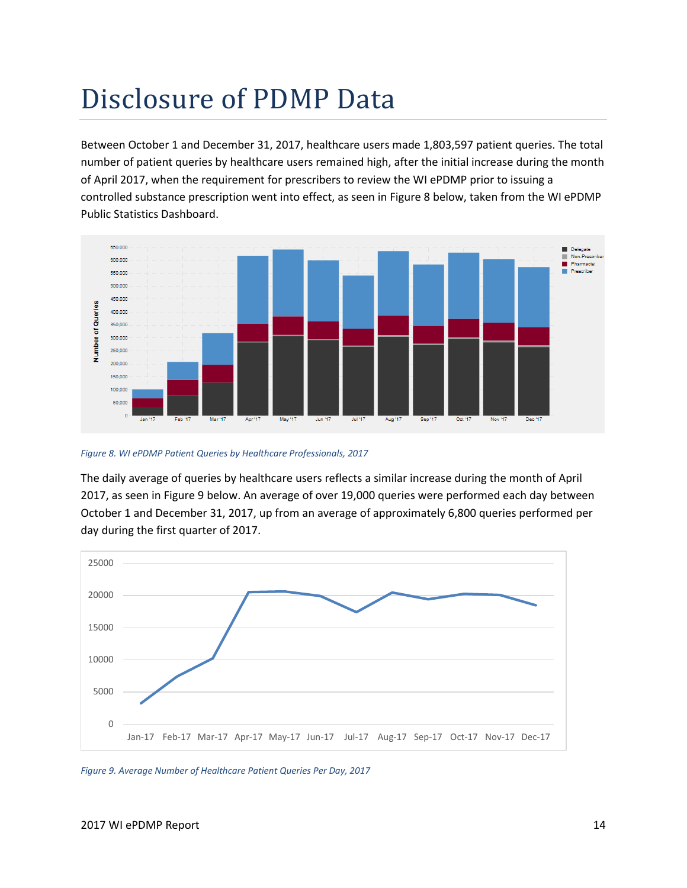# Disclosure of PDMP Data

Between October 1 and December 31, 2017, healthcare users made 1,803,597 patient queries. The total number of patient queries by healthcare users remained high, after the initial increase during the month of April 2017, when the requirement for prescribers to review the WI ePDMP prior to issuing a controlled substance prescription went into effect, as seen in Figure 8 below, taken from the WI ePDMP Public Statistics Dashboard.

*Figure 8. WI ePDMP Patient Queries by Healthcare Professionals, 2017*

The daily average of queries by healthcare users reflects a similar increase during the month of April 2017, as seen in Figure 9 below. An average of over 19,000 queries were performed each day between October 1 and December 31, 2017, up from an average of approximately 6,800 queries performed per day during the first quarter of 2017.

*Figure 9. Average Number of Healthcare Patient Queries Per Day, 2017*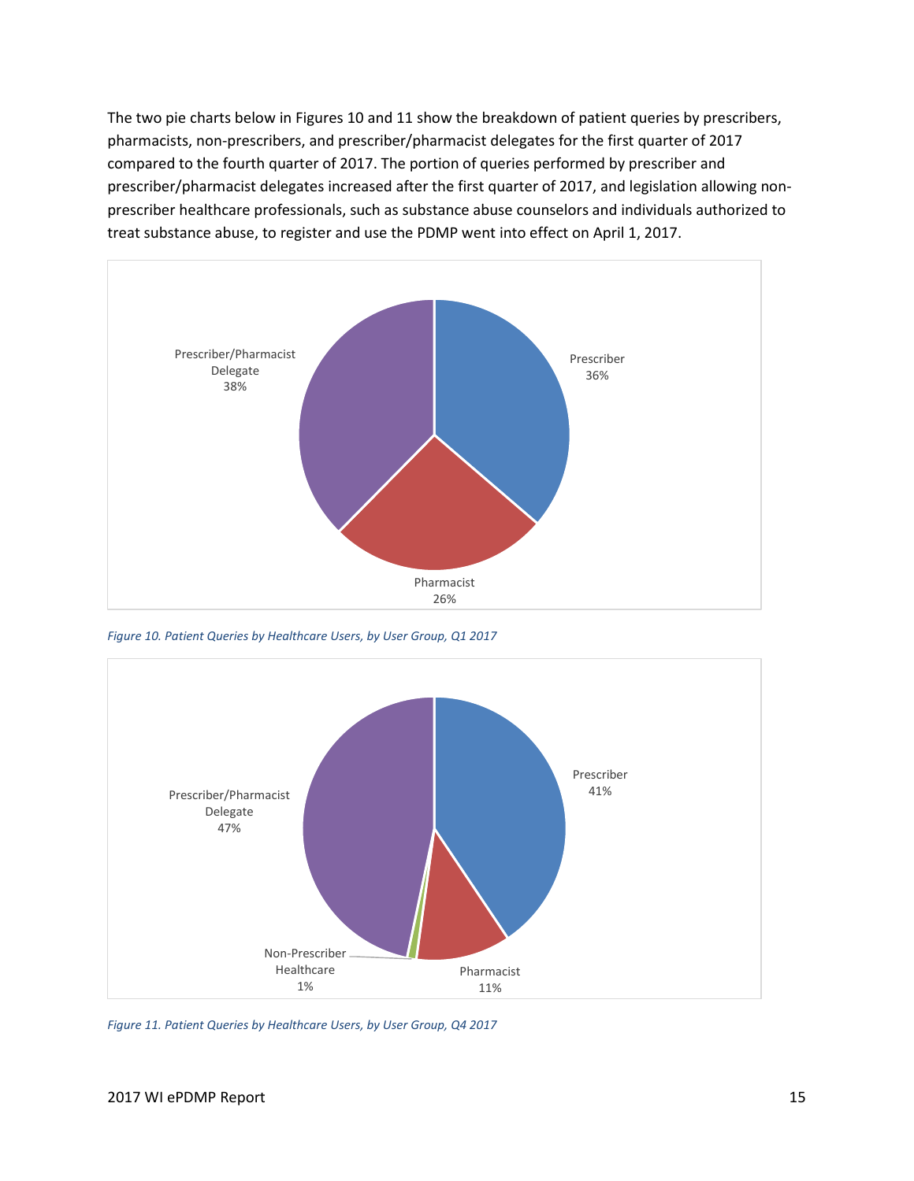The two pie charts below in Figures 10 and 11 show the breakdown of patient queries by prescribers, pharmacists, non-prescribers, and prescriber/pharmacist delegates for the first quarter of 2017 compared to the fourth quarter of 2017. The portion of queries performed by prescriber and prescriber/pharmacist delegates increased after the first quarter of 2017, and legislation allowing non-prescriber healthcare professionals, such as substance abuse counselors and individuals authorized to treat substance abuse, to register and use the PDMP went into effect on April 1, 2017.

Prescriber/Pharmacist Delegate 38%

Prescriber 36%

Pharmacist 26%

*Figure 10. Patient Queries by Healthcare Users, by User Group, Q1 2017*

Prescriber/Pharmacist Delegate 47%

Prescriber 41%

Non-Prescriber Healthcare 1%

Pharmacist 11%

*Figure 11. Patient Queries by Healthcare Users, by User Group, Q4 2017*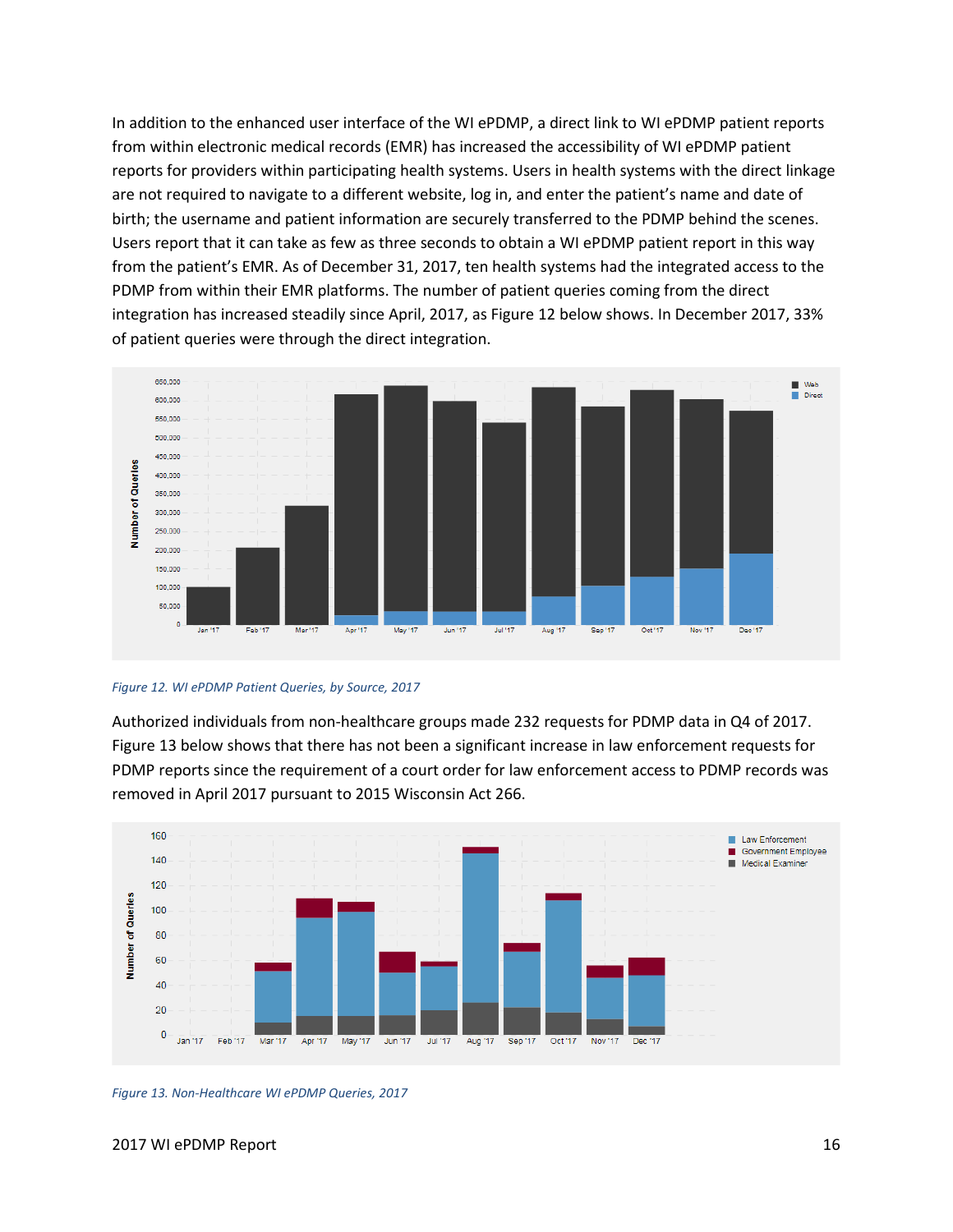In addition to the enhanced user interface of the WI ePDMP, a direct link to WI ePDMP patient reports from within electronic medical records (EMR) has increased the accessibility of WI ePDMP patient reports for providers within participating health systems. Users in health systems with the direct linkage are not required to navigate to a different website, log in, and enter the patient's name and date of birth; the username and patient information are securely transferred to the PDMP behind the scenes. Users report that it can take as few as three seconds to obtain a WI ePDMP patient report in this way from the patient's EMR. As of December 31, 2017, ten health systems had the integrated access to the PDMP from within their EMR platforms. The number of patient queries coming from the direct integration has increased steadily since April, 2017, as Figure 12 below shows. In December 2017, 33% of patient queries were through the direct integration.

*Figure 12. WI ePDMP Patient Queries, by Source, 2017*

Authorized individuals from non-healthcare groups made 232 requests for PDMP data in Q4 of 2017. Figure 13 below shows that there has not been a significant increase in law enforcement requests for PDMP reports since the requirement of a court order for law enforcement access to PDMP records was removed in April 2017 pursuant to 2015 Wisconsin Act 266.

*Figure 13. Non-Healthcare WI ePDMP Queries, 2017*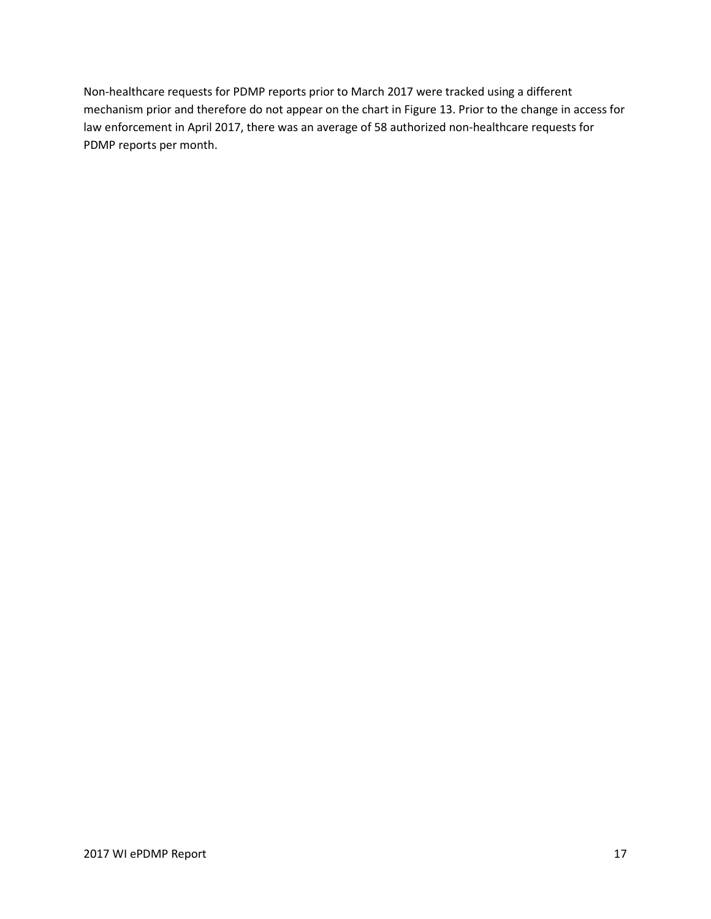Non-healthcare requests for PDMP reports prior to March 2017 were tracked using a different mechanism prior and therefore do not appear on the chart in Figure 13. Prior to the change in access for law enforcement in April 2017, there was an average of 58 authorized non-healthcare requests for PDMP reports per month.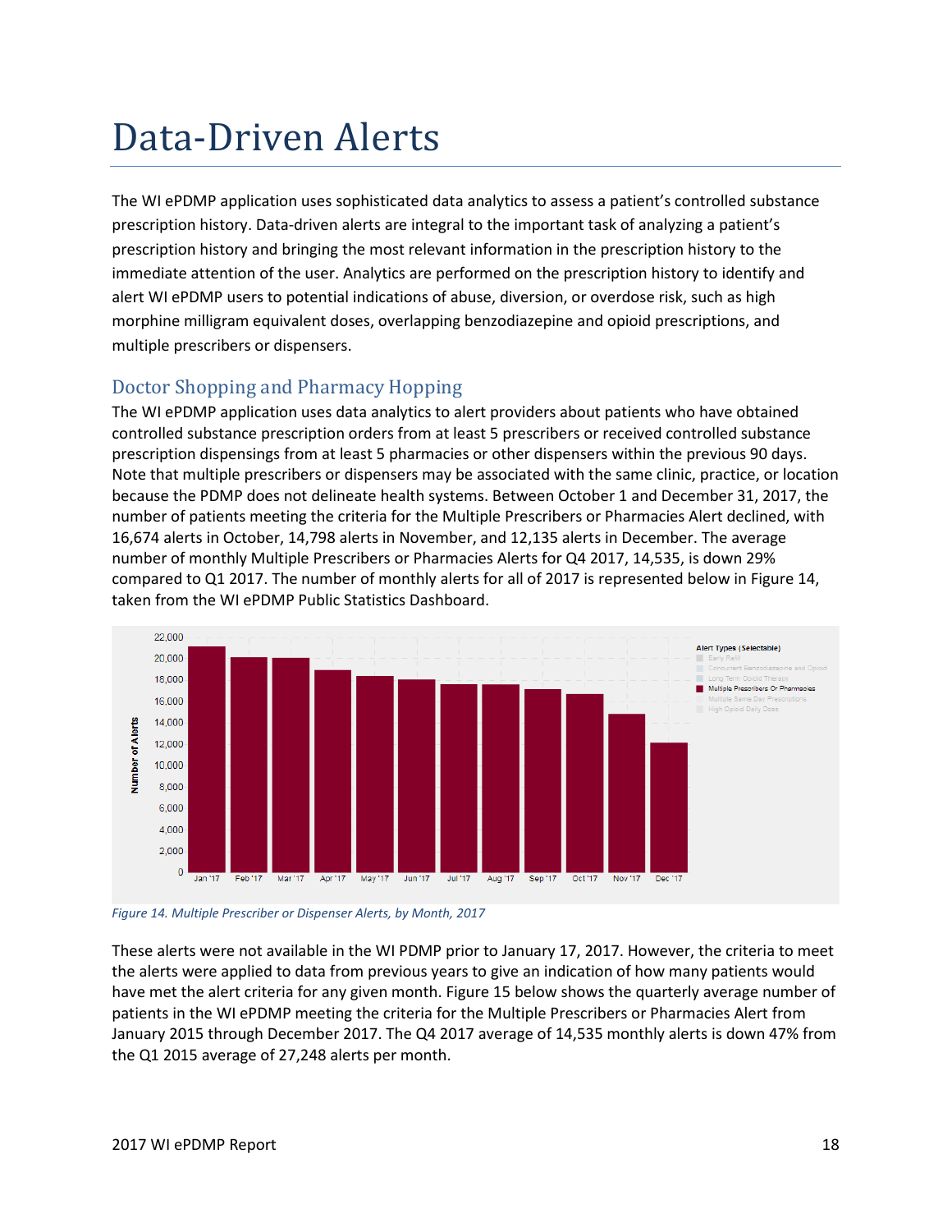# Data-Driven Alerts

The WI ePDMP application uses sophisticated data analytics to assess a patient's controlled substance prescription history. Data-driven alerts are integral to the important task of analyzing a patient's prescription history and bringing the most relevant information in the prescription history to the immediate attention of the user. Analytics are performed on the prescription history to identify and alert WI ePDMP users to potential indications of abuse, diversion, or overdose risk, such as high morphine milligram equivalent doses, overlapping benzodiazepine and opioid prescriptions, and multiple prescribers or dispensers.

## Doctor Shopping and Pharmacy Hopping

The WI ePDMP application uses data analytics to alert providers about patients who have obtained controlled substance prescription orders from at least 5 prescribers or received controlled substance prescription dispensings from at least 5 pharmacies or other dispensers within the previous 90 days. Note that multiple prescribers or dispensers may be associated with the same clinic, practice, or location because the PDMP does not delineate health systems. Between October 1 and December 31, 2017, the number of patients meeting the criteria for the Multiple Prescribers or Pharmacies Alert declined, with 16,674 alerts in October, 14,798 alerts in November, and 12,135 alerts in December. The average number of monthly Multiple Prescribers or Pharmacies Alerts for Q4 2017, 14,535, is down 29% compared to Q1 2017. The number of monthly alerts for all of 2017 is represented below in Figure 14, taken from the WI ePDMP Public Statistics Dashboard.

*Figure 14. Multiple Prescriber or Dispenser Alerts, by Month, 2017*

These alerts were not available in the WI PDMP prior to January 17, 2017. However, the criteria to meet the alerts were applied to data from previous years to give an indication of how many patients would have met the alert criteria for any given month. Figure 15 below shows the quarterly average number of patients in the WI ePDMP meeting the criteria for the Multiple Prescribers or Pharmacies Alert from January 2015 through December 2017. The Q4 2017 average of 14,535 monthly alerts is down 47% from the Q1 2015 average of 27,248 alerts per month.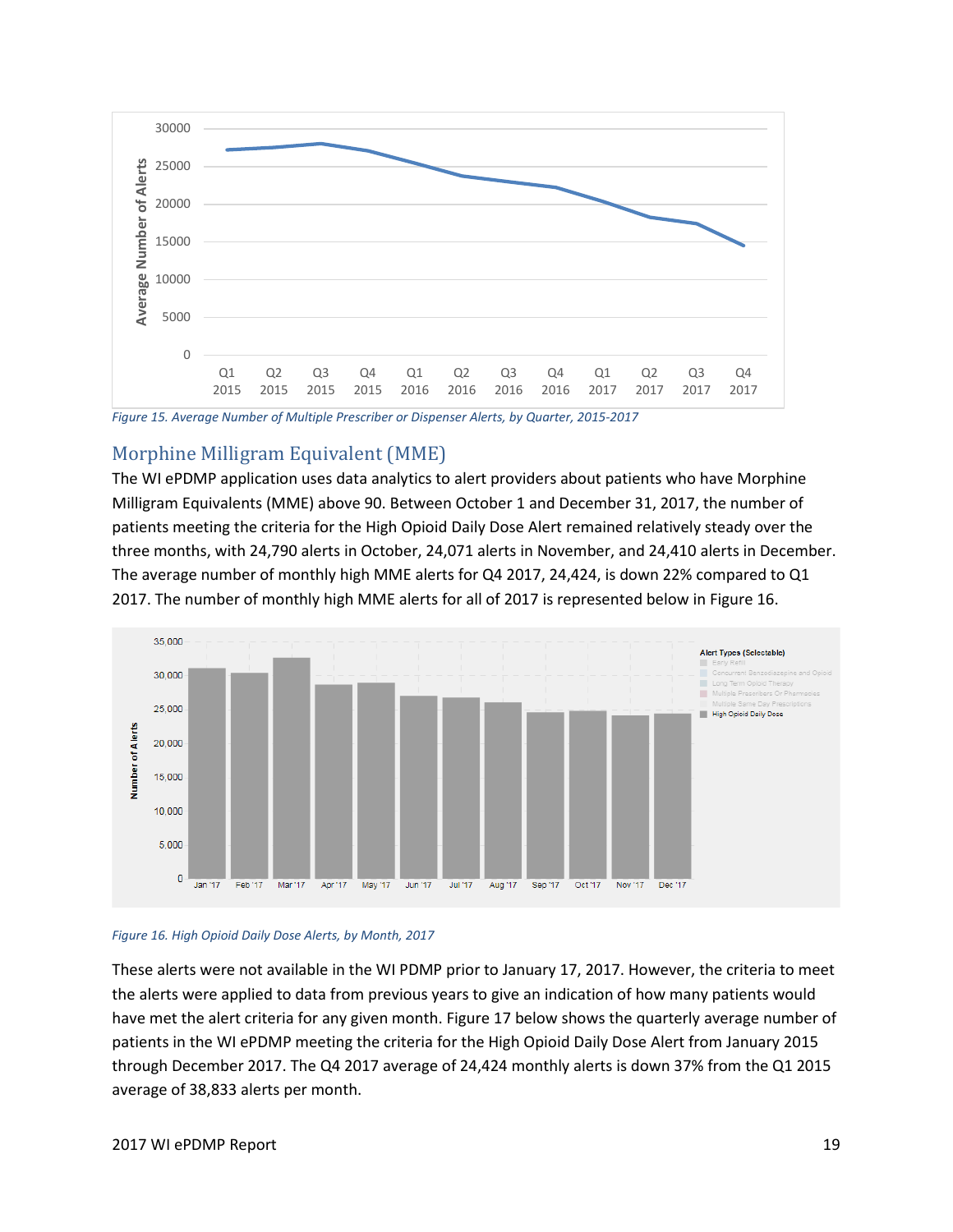Figure 15. Average Number of Multiple Prescriber or Dispenser Alerts, by Quarter, 2015-2017

## Morphine Milligram Equivalent (MME)

The WI ePDMP application uses data analytics to alert providers about patients who have Morphine Milligram Equivalents (MME) above 90. Between October 1 and December 31, 2017, the number of patients meeting the criteria for the High Opioid Daily Dose Alert remained relatively steady over the three months, with 24,790 alerts in October, 24,071 alerts in November, and 24,410 alerts in December. The average number of monthly high MME alerts for Q4 2017, 24,424, is down 22% compared to Q1 2017. The number of monthly high MME alerts for all of 2017 is represented below in Figure 16.

Figure 16. High Opioid Daily Dose Alerts, by Month, 2017

These alerts were not available in the WI PDMP prior to January 17, 2017. However, the criteria to meet the alerts were applied to data from previous years to give an indication of how many patients would have met the alert criteria for any given month. Figure 17 below shows the quarterly average number of patients in the WI ePDMP meeting the criteria for the High Opioid Daily Dose Alert from January 2015 through December 2017. The Q4 2017 average of 24,424 monthly alerts is down 37% from the Q1 2015 average of 38,833 alerts per month.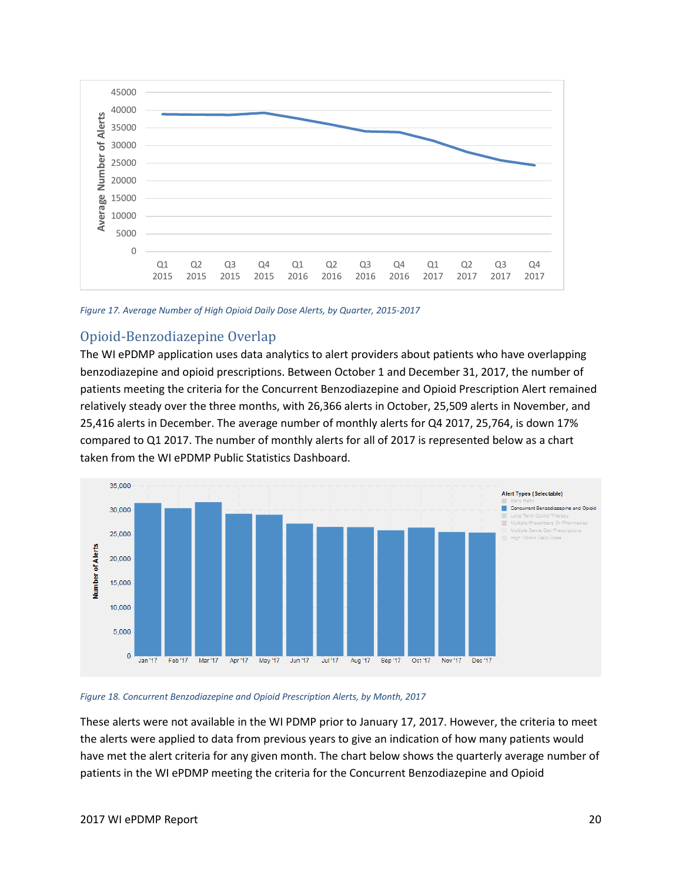*Figure 17. Average Number of High Opioid Daily Dose Alerts, by Quarter, 2015-2017*

## Opioid-Benzodiazepine Overlap

The WI ePDMP application uses data analytics to alert providers about patients who have overlapping benzodiazepine and opioid prescriptions. Between October 1 and December 31, 2017, the number of patients meeting the criteria for the Concurrent Benzodiazepine and Opioid Prescription Alert remained relatively steady over the three months, with 26,366 alerts in October, 25,509 alerts in November, and 25,416 alerts in December. The average number of monthly alerts for Q4 2017, 25,764, is down 17% compared to Q1 2017. The number of monthly alerts for all of 2017 is represented below as a chart taken from the WI ePDMP Public Statistics Dashboard.

*Figure 18. Concurrent Benzodiazepine and Opioid Prescription Alerts, by Month, 2017*

These alerts were not available in the WI PDMP prior to January 17, 2017. However, the criteria to meet the alerts were applied to data from previous years to give an indication of how many patients would have met the alert criteria for any given month. The chart below shows the quarterly average number of patients in the WI ePDMP meeting the criteria for the Concurrent Benzodiazepine and Opioid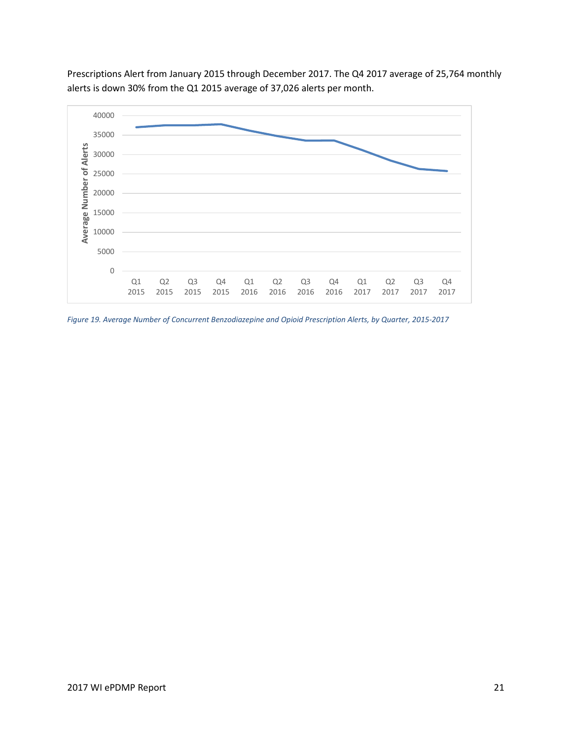Prescriptions Alert from January 2015 through December 2017. The Q4 2017 average of 25,764 monthly alerts is down 30% from the Q1 2015 average of 37,026 alerts per month.

*Figure 19. Average Number of Concurrent Benzodiazepine and Opioid Prescription Alerts, by Quarter, 2015-2017*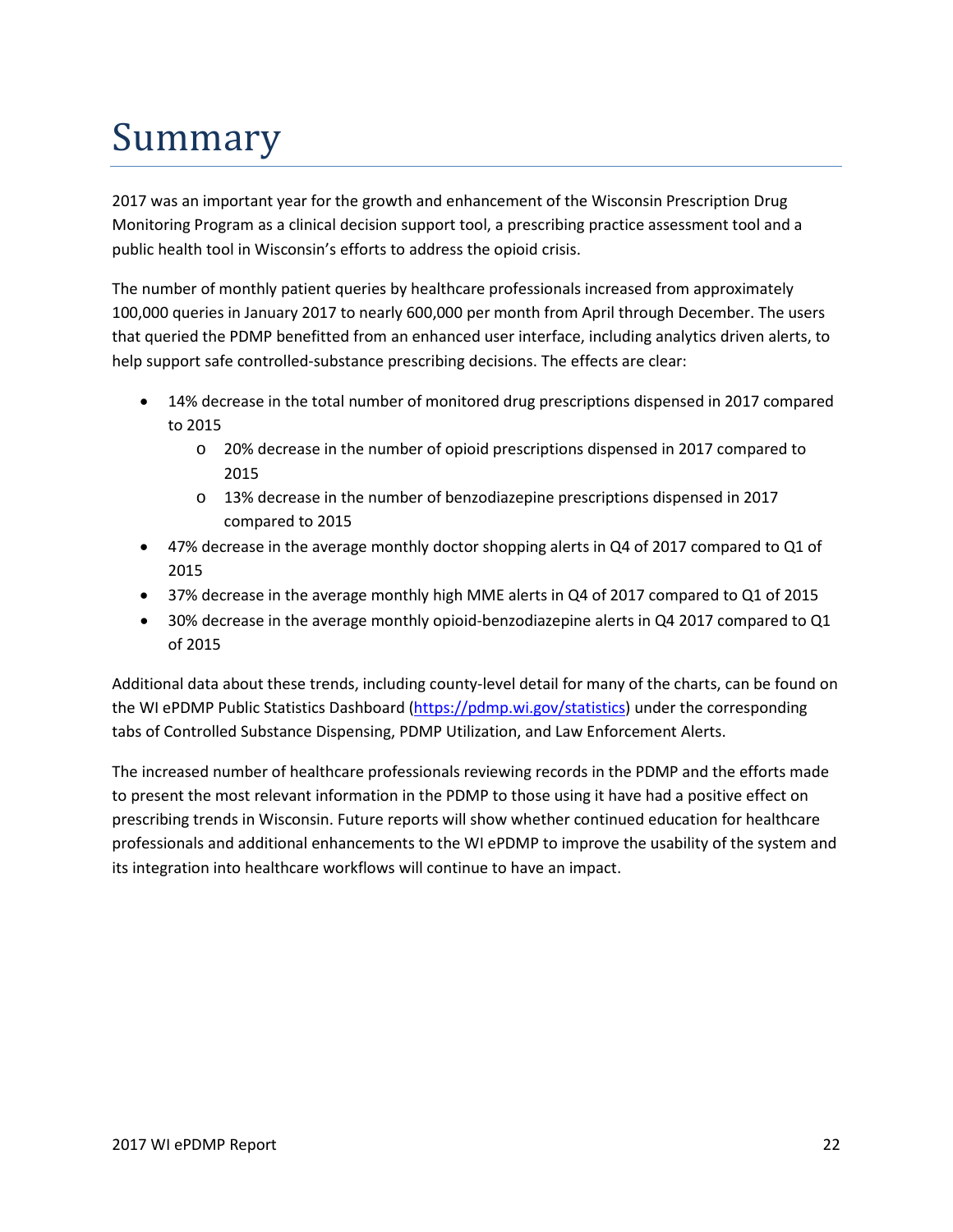# Summary

2017 was an important year for the growth and enhancement of the Wisconsin Prescription Drug Monitoring Program as a clinical decision support tool, a prescribing practice assessment tool and a public health tool in Wisconsin's efforts to address the opioid crisis.

The number of monthly patient queries by healthcare professionals increased from approximately 100,000 queries in January 2017 to nearly 600,000 per month from April through December. The users that queried the PDMP benefitted from an enhanced user interface, including analytics driven alerts, to help support safe controlled-substance prescribing decisions. The effects are clear:

- 14% decrease in the total number of monitored drug prescriptions dispensed in 2017 compared to 2015
  - 20% decrease in the number of opioid prescriptions dispensed in 2017 compared to 2015
  - 13% decrease in the number of benzodiazepine prescriptions dispensed in 2017 compared to 2015
- 47% decrease in the average monthly doctor shopping alerts in Q4 of 2017 compared to Q1 of 2015
- 37% decrease in the average monthly high MME alerts in Q4 of 2017 compared to Q1 of 2015
- 30% decrease in the average monthly opioid-benzodiazepine alerts in Q4 2017 compared to Q1 of 2015

Additional data about these trends, including county-level detail for many of the charts, can be found on the WI ePDMP Public Statistics Dashboard (https://pdmp.wi.gov/statistics) under the corresponding tabs of Controlled Substance Dispensing, PDMP Utilization, and Law Enforcement Alerts.

The increased number of healthcare professionals reviewing records in the PDMP and the efforts made to present the most relevant information in the PDMP to those using it have had a positive effect on prescribing trends in Wisconsin. Future reports will show whether continued education for healthcare professionals and additional enhancements to the WI ePDMP to improve the usability of the system and its integration into healthcare workflows will continue to have an impact.